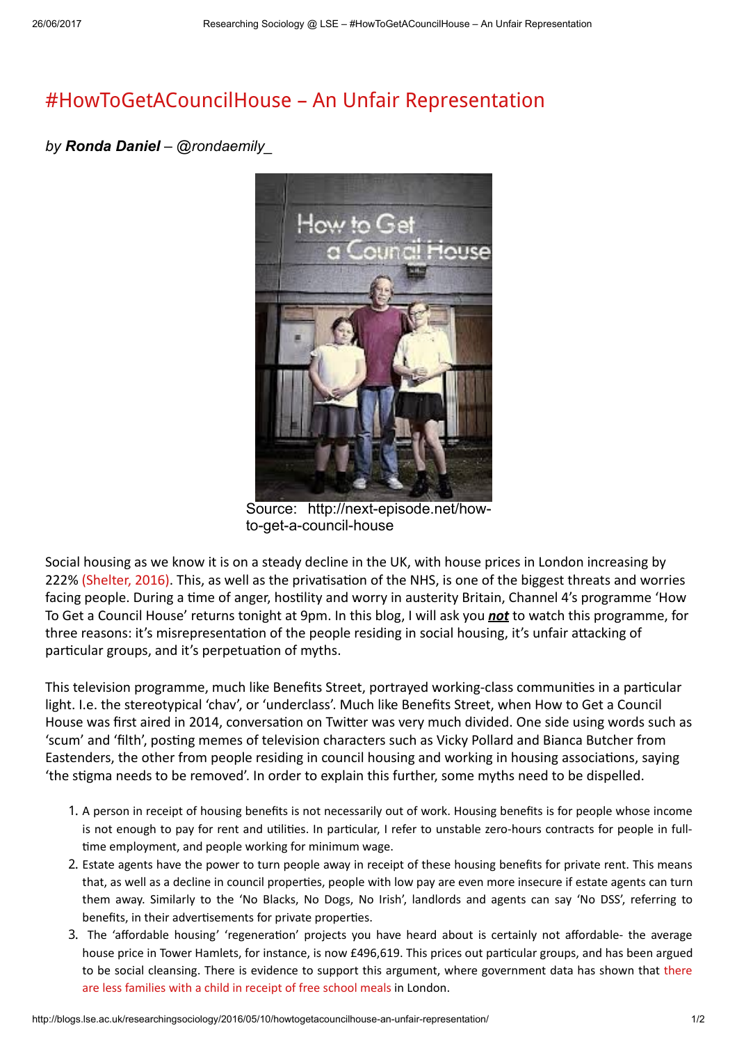# #HowToGetACouncilHouse – An Unfair Representation

*by **Ronda Daniel** – @rondaemily_*

Source: http://next-episode.net/how-to-get-a-council-house

Social housing as we know it is on a steady decline in the UK, with house prices in London increasing by 222% (Shelter, 2016). This, as well as the privatisation of the NHS, is one of the biggest threats and worries facing people. During a time of anger, hostility and worry in austerity Britain, Channel 4's programme 'How To Get a Council House' returns tonight at 9pm. In this blog, I will ask you ***not*** to watch this programme, for three reasons: it's misrepresentation of the people residing in social housing, it's unfair attacking of particular groups, and it's perpetuation of myths.

This television programme, much like Benefits Street, portrayed working-class communities in a particular light. I.e. the stereotypical 'chav', or 'underclass'. Much like Benefits Street, when How to Get a Council House was first aired in 2014, conversation on Twitter was very much divided. One side using words such as 'scum' and 'filth', posting memes of television characters such as Vicky Pollard and Bianca Butcher from Eastenders, the other from people residing in council housing and working in housing associations, saying 'the stigma needs to be removed'. In order to explain this further, some myths need to be dispelled.

1. A person in receipt of housing benefits is not necessarily out of work. Housing benefits is for people whose income is not enough to pay for rent and utilities. In particular, I refer to unstable zero-hours contracts for people in full-time employment, and people working for minimum wage.
2. Estate agents have the power to turn people away in receipt of these housing benefits for private rent. This means that, as well as a decline in council properties, people with low pay are even more insecure if estate agents can turn them away. Similarly to the 'No Blacks, No Dogs, No Irish', landlords and agents can say 'No DSS', referring to benefits, in their advertisements for private properties.
3. The 'affordable housing' 'regeneration' projects you have heard about is certainly not affordable- the average house price in Tower Hamlets, for instance, is now £496,619. This prices out particular groups, and has been argued to be social cleansing. There is evidence to support this argument, where government data has shown that there are less families with a child in receipt of free school meals in London.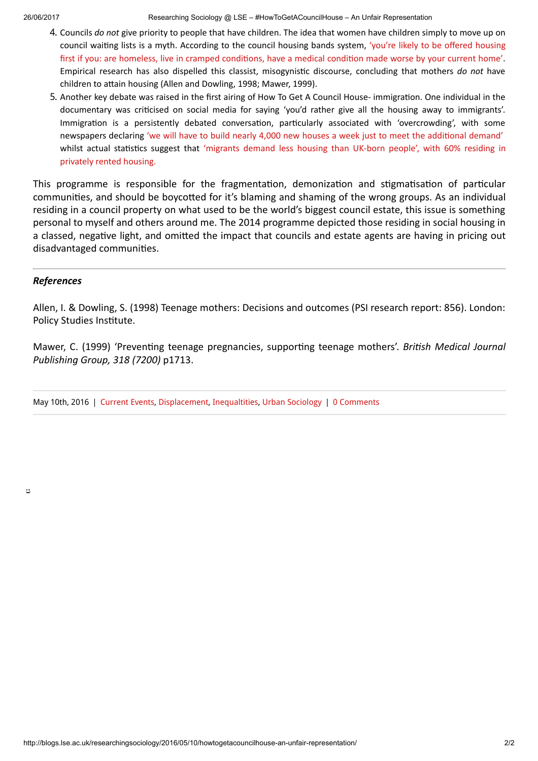4. Councils *do not* give priority to people that have children. The idea that women have children simply to move up on council waiting lists is a myth. According to the council housing bands system, 'you're likely to be offered housing first if you: are homeless, live in cramped conditions, have a medical condition made worse by your current home'. Empirical research has also dispelled this classist, misogynistic discourse, concluding that mothers *do not* have children to attain housing (Allen and Dowling, 1998; Mawer, 1999).
5. Another key debate was raised in the first airing of How To Get A Council House- immigration. One individual in the documentary was criticised on social media for saying 'you'd rather give all the housing away to immigrants'. Immigration is a persistently debated conversation, particularly associated with 'overcrowding', with some newspapers declaring 'we will have to build nearly 4,000 new houses a week just to meet the additional demand' whilst actual statistics suggest that 'migrants demand less housing than UK-born people', with 60% residing in privately rented housing.

This programme is responsible for the fragmentation, demonization and stigmatisation of particular communities, and should be boycotted for it's blaming and shaming of the wrong groups. As an individual residing in a council property on what used to be the world's biggest council estate, this issue is something personal to myself and others around me. The 2014 programme depicted those residing in social housing in a classed, negative light, and omitted the impact that councils and estate agents are having in pricing out disadvantaged communities.

---

***References***

Allen, I. & Dowling, S. (1998) Teenage mothers: Decisions and outcomes (PSI research report: 856). London: Policy Studies Institute.

Mawer, C. (1999) 'Preventing teenage pregnancies, supporting teenage mothers'. *British Medical Journal Publishing Group, 318 (7200)* p1713.

May 10th, 2016 | Current Events, Displacement, Inequaltities, Urban Sociology | 0 Comments